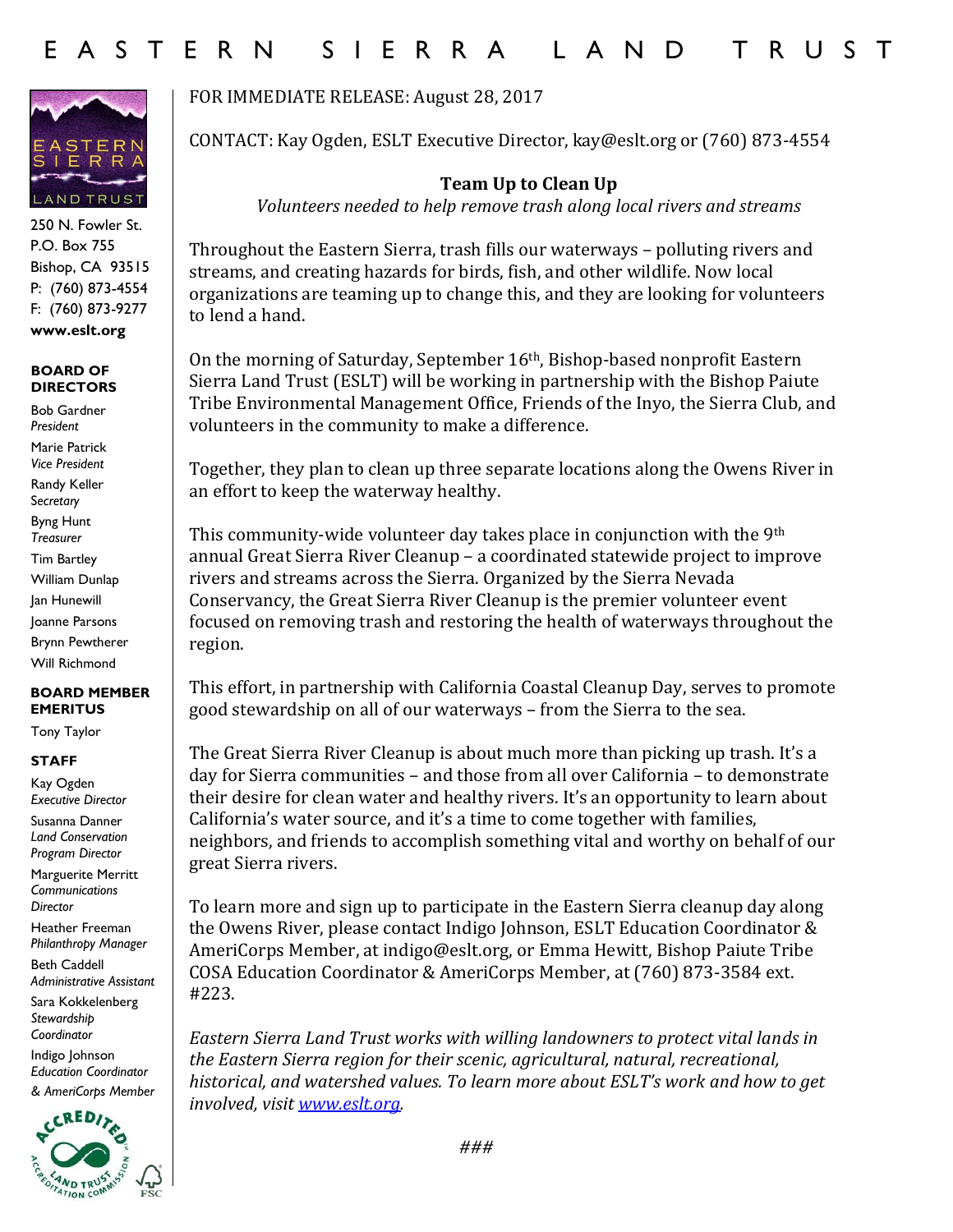# EASTERN SIERRA LAND TRUST

250 N. Fowler St.
P.O. Box 755
Bishop, CA 93515
P: (760) 873-4554
F: (760) 873-9277
**www.eslt.org**

**BOARD OF DIRECTORS**

Bob Gardner
*President*

Marie Patrick
*Vice President*

Randy Keller
*Secretary*

Byng Hunt
*Treasurer*

Tim Bartley

William Dunlap

Jan Hunewill

Joanne Parsons

Brynn Pewtherer

Will Richmond

**BOARD MEMBER EMERITUS**

Tony Taylor

**STAFF**

Kay Ogden
*Executive Director*

Susanna Danner
*Land Conservation Program Director*

Marguerite Merritt
*Communications Director*

Heather Freeman
*Philanthropy Manager*

Beth Caddell
*Administrative Assistant*

Sara Kokkelenberg
*Stewardship Coordinator*

Indigo Johnson
*Education Coordinator & AmeriCorps Member*

FOR IMMEDIATE RELEASE: August 28, 2017

CONTACT: Kay Ogden, ESLT Executive Director, kay@eslt.org or (760) 873-4554

## Team Up to Clean Up

*Volunteers needed to help remove trash along local rivers and streams*

Throughout the Eastern Sierra, trash fills our waterways – polluting rivers and streams, and creating hazards for birds, fish, and other wildlife. Now local organizations are teaming up to change this, and they are looking for volunteers to lend a hand.

On the morning of Saturday, September 16th, Bishop-based nonprofit Eastern Sierra Land Trust (ESLT) will be working in partnership with the Bishop Paiute Tribe Environmental Management Office, Friends of the Inyo, the Sierra Club, and volunteers in the community to make a difference.

Together, they plan to clean up three separate locations along the Owens River in an effort to keep the waterway healthy.

This community-wide volunteer day takes place in conjunction with the 9th annual Great Sierra River Cleanup – a coordinated statewide project to improve rivers and streams across the Sierra. Organized by the Sierra Nevada Conservancy, the Great Sierra River Cleanup is the premier volunteer event focused on removing trash and restoring the health of waterways throughout the region.

This effort, in partnership with California Coastal Cleanup Day, serves to promote good stewardship on all of our waterways – from the Sierra to the sea.

The Great Sierra River Cleanup is about much more than picking up trash. It's a day for Sierra communities – and those from all over California – to demonstrate their desire for clean water and healthy rivers. It's an opportunity to learn about California's water source, and it's a time to come together with families, neighbors, and friends to accomplish something vital and worthy on behalf of our great Sierra rivers.

To learn more and sign up to participate in the Eastern Sierra cleanup day along the Owens River, please contact Indigo Johnson, ESLT Education Coordinator & AmeriCorps Member, at indigo@eslt.org, or Emma Hewitt, Bishop Paiute Tribe COSA Education Coordinator & AmeriCorps Member, at (760) 873-3584 ext. #223.

*Eastern Sierra Land Trust works with willing landowners to protect vital lands in the Eastern Sierra region for their scenic, agricultural, natural, recreational, historical, and watershed values. To learn more about ESLT's work and how to get involved, visit [www.eslt.org](http://www.eslt.org).*

###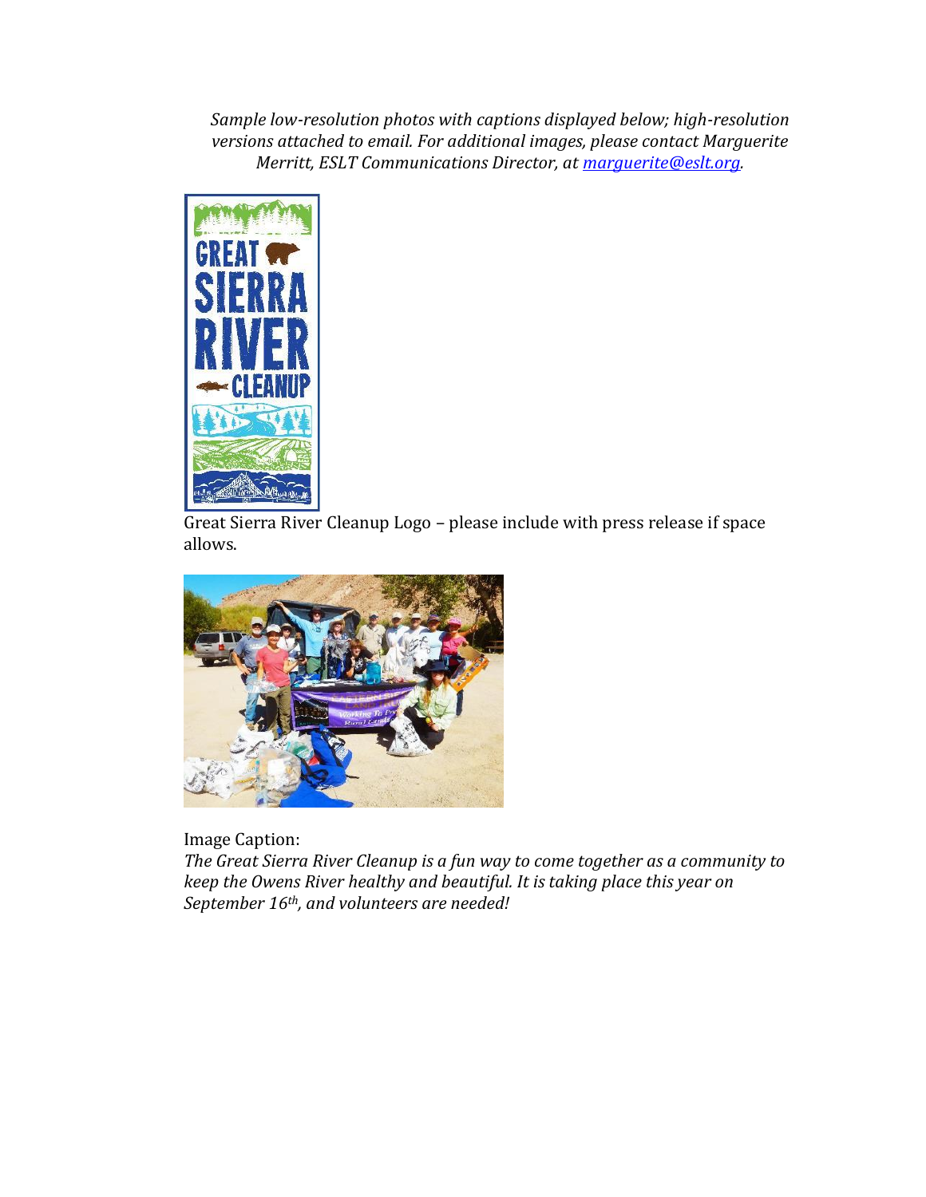*Sample low-resolution photos with captions displayed below; high-resolution versions attached to email. For additional images, please contact Marguerite Merritt, ESLT Communications Director, at [marguerite@eslt.org](mailto:marguerite@eslt.org).*

Great Sierra River Cleanup Logo – please include with press release if space allows.

Image Caption:

*The Great Sierra River Cleanup is a fun way to come together as a community to keep the Owens River healthy and beautiful. It is taking place this year on September 16th, and volunteers are needed!*